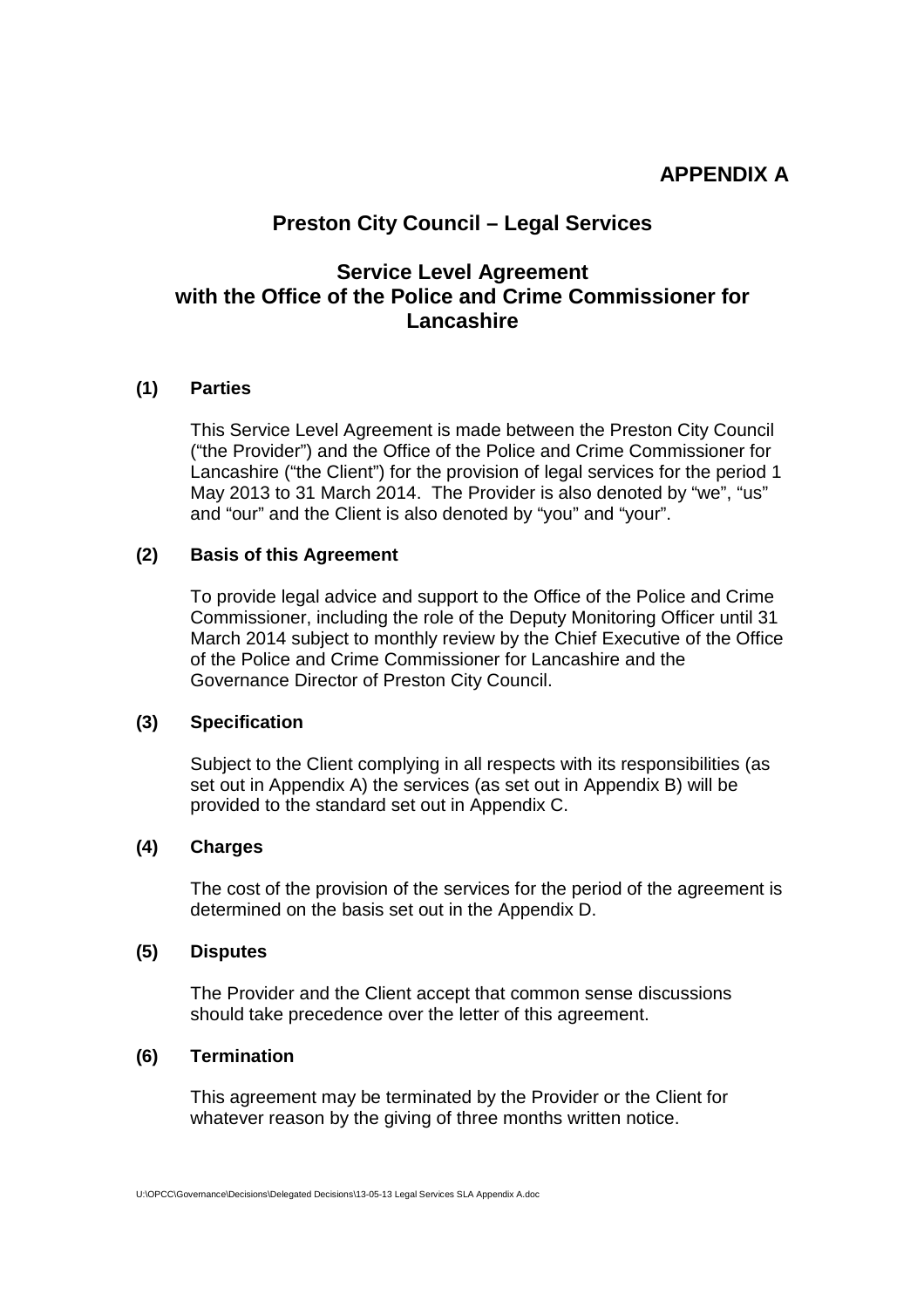**APPENDIX A**

# Preston City Council – Legal Services

## Service Level Agreement with the Office of the Police and Crime Commissioner for Lancashire

### (1) Parties

This Service Level Agreement is made between the Preston City Council ("the Provider") and the Office of the Police and Crime Commissioner for Lancashire ("the Client") for the provision of legal services for the period 1 May 2013 to 31 March 2014. The Provider is also denoted by "we", "us" and "our" and the Client is also denoted by "you" and "your".

### (2) Basis of this Agreement

To provide legal advice and support to the Office of the Police and Crime Commissioner, including the role of the Deputy Monitoring Officer until 31 March 2014 subject to monthly review by the Chief Executive of the Office of the Police and Crime Commissioner for Lancashire and the Governance Director of Preston City Council.

### (3) Specification

Subject to the Client complying in all respects with its responsibilities (as set out in Appendix A) the services (as set out in Appendix B) will be provided to the standard set out in Appendix C.

### (4) Charges

The cost of the provision of the services for the period of the agreement is determined on the basis set out in the Appendix D.

### (5) Disputes

The Provider and the Client accept that common sense discussions should take precedence over the letter of this agreement.

### (6) Termination

This agreement may be terminated by the Provider or the Client for whatever reason by the giving of three months written notice.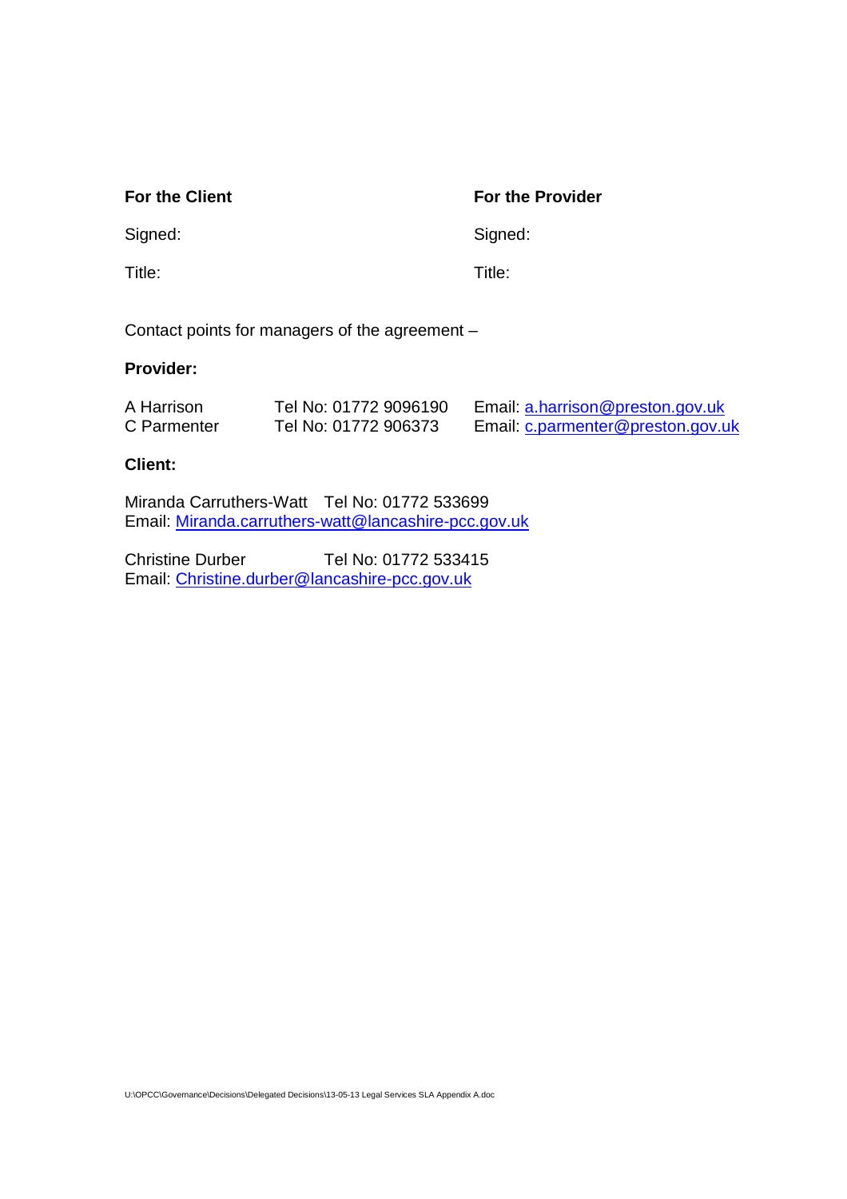| **For the Client** | **For the Provider** |
|---|---|
| Signed: | Signed: |
| Title: | Title: |

Contact points for managers of the agreement –

**Provider:**

| | | |
|---|---|---|
| A Harrison | Tel No: 01772 9096190 | Email: a.harrison@preston.gov.uk |
| C Parmenter | Tel No: 01772 906373 | Email: c.parmenter@preston.gov.uk |

**Client:**

Miranda Carruthers-Watt Tel No: 01772 533699
Email: Miranda.carruthers-watt@lancashire-pcc.gov.uk

Christine Durber Tel No: 01772 533415
Email: Christine.durber@lancashire-pcc.gov.uk

U:\OPCC\Governance\Decisions\Delegated Decisions\13-05-13 Legal Services SLA Appendix A.doc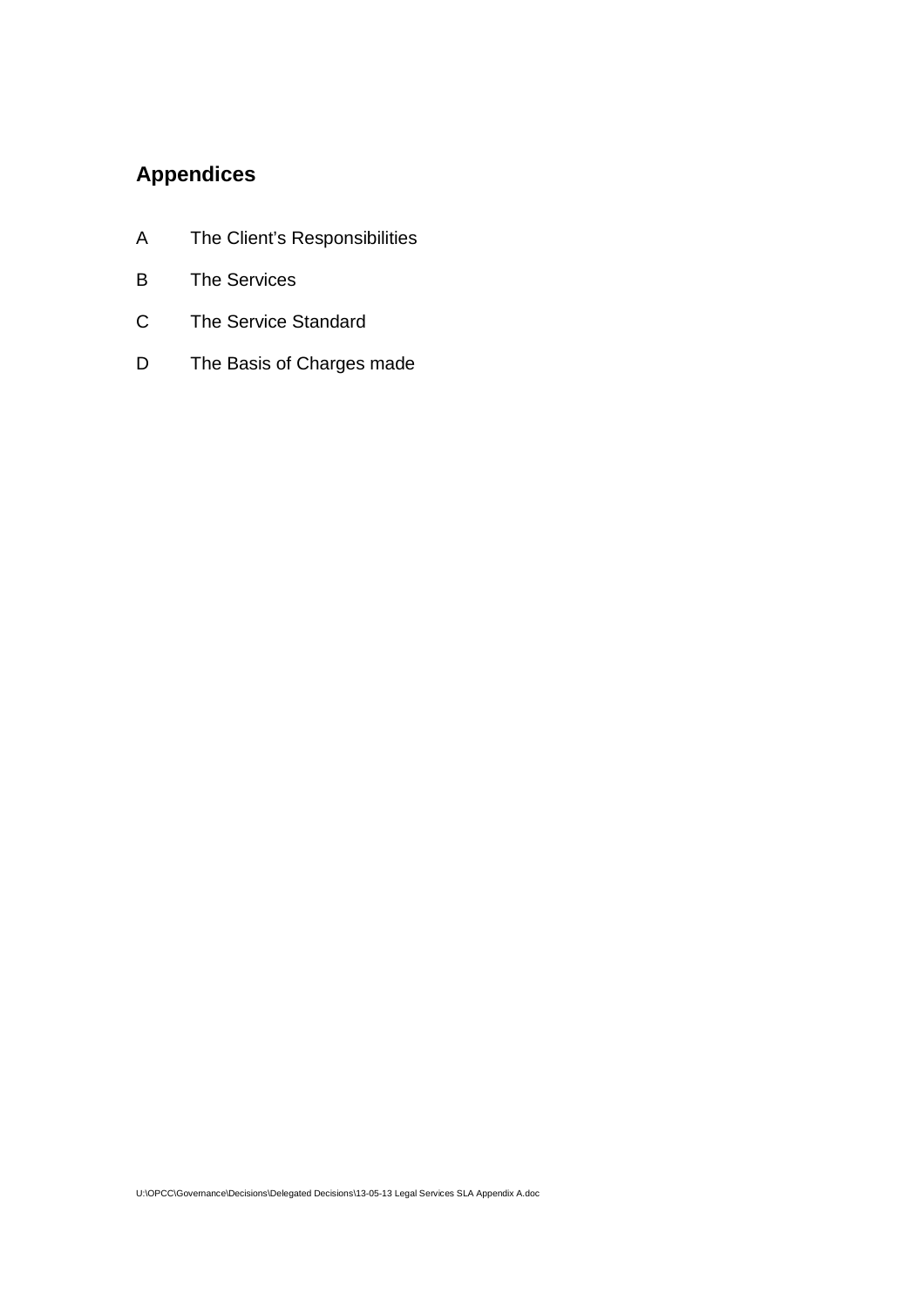## Appendices

A The Client's Responsibilities

B The Services

C The Service Standard

D The Basis of Charges made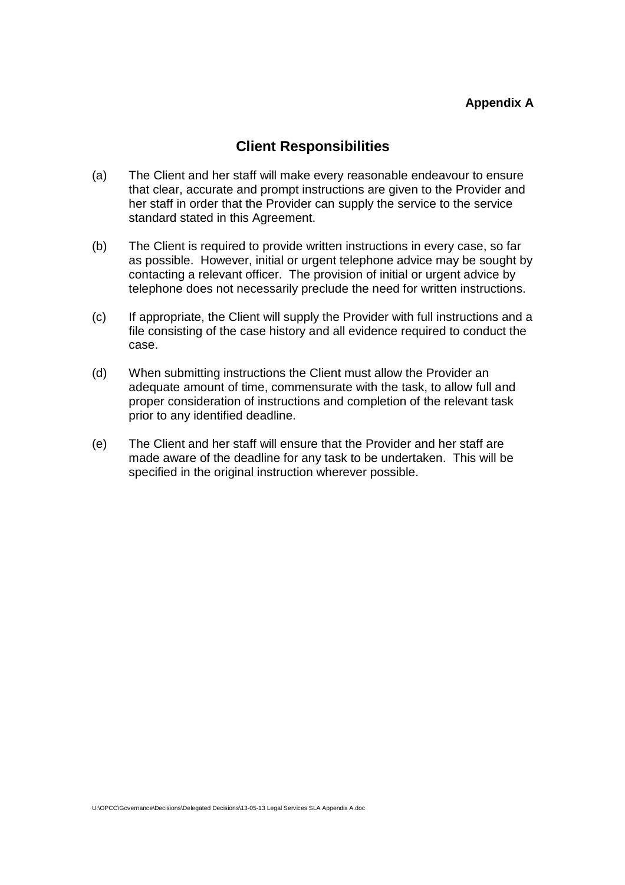**Appendix A**

## Client Responsibilities

(a) The Client and her staff will make every reasonable endeavour to ensure that clear, accurate and prompt instructions are given to the Provider and her staff in order that the Provider can supply the service to the service standard stated in this Agreement.

(b) The Client is required to provide written instructions in every case, so far as possible. However, initial or urgent telephone advice may be sought by contacting a relevant officer. The provision of initial or urgent advice by telephone does not necessarily preclude the need for written instructions.

(c) If appropriate, the Client will supply the Provider with full instructions and a file consisting of the case history and all evidence required to conduct the case.

(d) When submitting instructions the Client must allow the Provider an adequate amount of time, commensurate with the task, to allow full and proper consideration of instructions and completion of the relevant task prior to any identified deadline.

(e) The Client and her staff will ensure that the Provider and her staff are made aware of the deadline for any task to be undertaken. This will be specified in the original instruction wherever possible.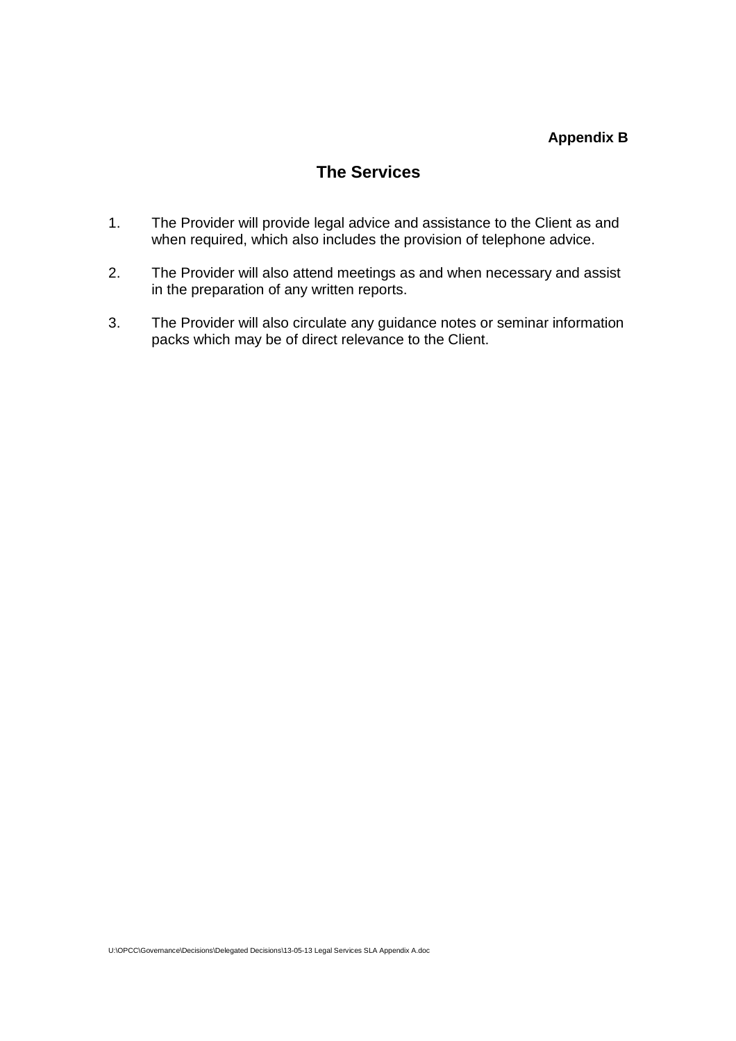**Appendix B**

# The Services

1. The Provider will provide legal advice and assistance to the Client as and when required, which also includes the provision of telephone advice.

2. The Provider will also attend meetings as and when necessary and assist in the preparation of any written reports.

3. The Provider will also circulate any guidance notes or seminar information packs which may be of direct relevance to the Client.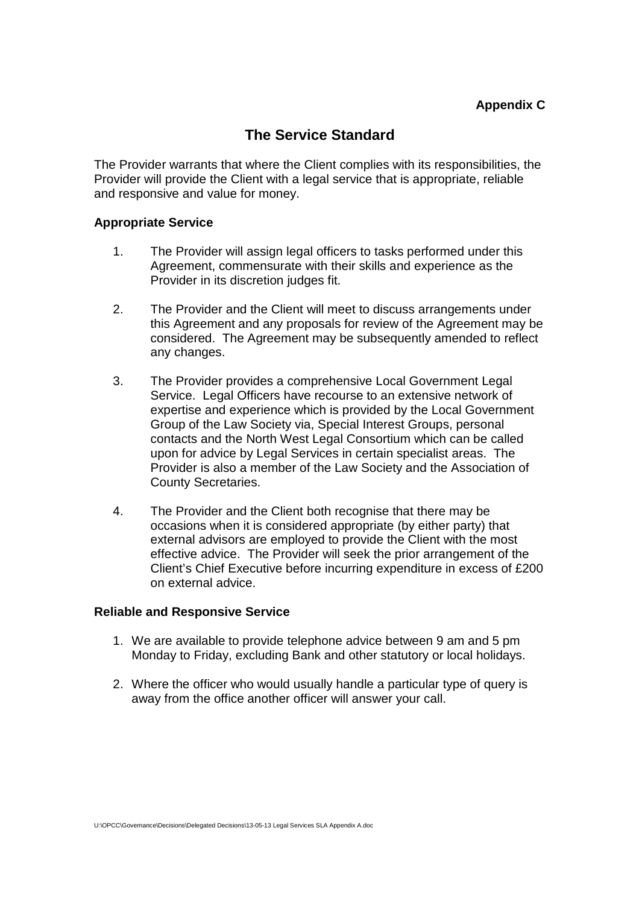**Appendix C**

# The Service Standard

The Provider warrants that where the Client complies with its responsibilities, the Provider will provide the Client with a legal service that is appropriate, reliable and responsive and value for money.

### Appropriate Service

1. The Provider will assign legal officers to tasks performed under this Agreement, commensurate with their skills and experience as the Provider in its discretion judges fit.

2. The Provider and the Client will meet to discuss arrangements under this Agreement and any proposals for review of the Agreement may be considered. The Agreement may be subsequently amended to reflect any changes.

3. The Provider provides a comprehensive Local Government Legal Service. Legal Officers have recourse to an extensive network of expertise and experience which is provided by the Local Government Group of the Law Society via, Special Interest Groups, personal contacts and the North West Legal Consortium which can be called upon for advice by Legal Services in certain specialist areas. The Provider is also a member of the Law Society and the Association of County Secretaries.

4. The Provider and the Client both recognise that there may be occasions when it is considered appropriate (by either party) that external advisors are employed to provide the Client with the most effective advice. The Provider will seek the prior arrangement of the Client's Chief Executive before incurring expenditure in excess of £200 on external advice.

### Reliable and Responsive Service

1. We are available to provide telephone advice between 9 am and 5 pm Monday to Friday, excluding Bank and other statutory or local holidays.

2. Where the officer who would usually handle a particular type of query is away from the office another officer will answer your call.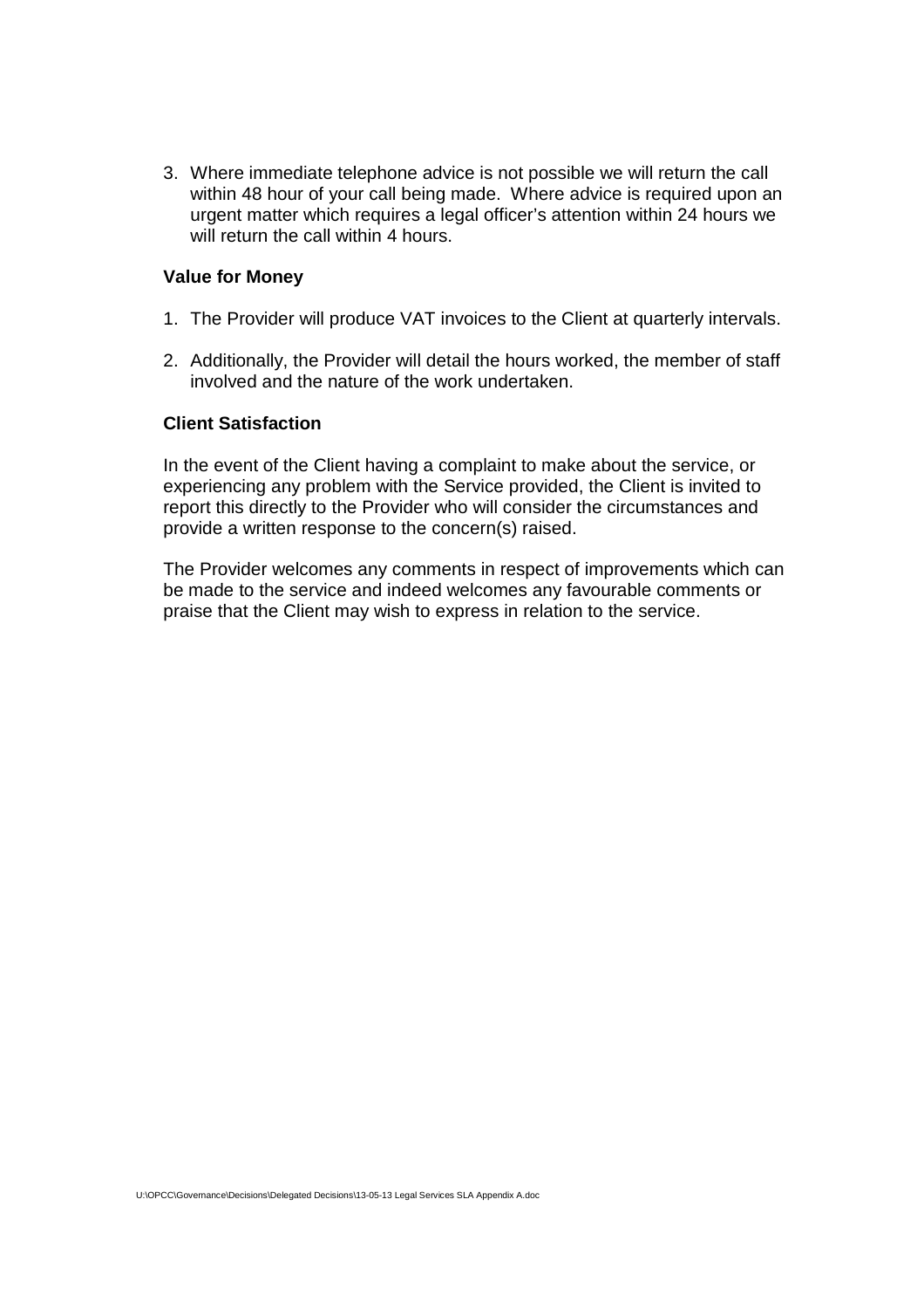3. Where immediate telephone advice is not possible we will return the call within 48 hour of your call being made.  Where advice is required upon an urgent matter which requires a legal officer's attention within 24 hours we will return the call within 4 hours.

**Value for Money**

1. The Provider will produce VAT invoices to the Client at quarterly intervals.

2. Additionally, the Provider will detail the hours worked, the member of staff involved and the nature of the work undertaken.

**Client Satisfaction**

In the event of the Client having a complaint to make about the service, or experiencing any problem with the Service provided, the Client is invited to report this directly to the Provider who will consider the circumstances and provide a written response to the concern(s) raised.

The Provider welcomes any comments in respect of improvements which can be made to the service and indeed welcomes any favourable comments or praise that the Client may wish to express in relation to the service.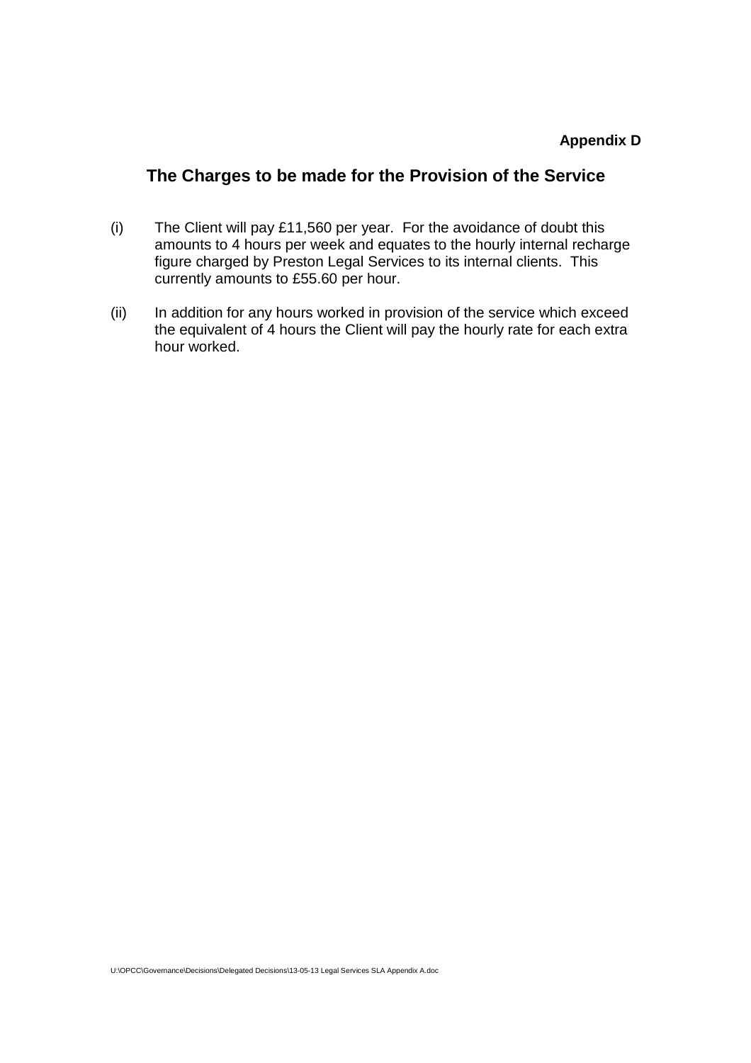**Appendix D**

## The Charges to be made for the Provision of the Service

(i) The Client will pay £11,560 per year. For the avoidance of doubt this amounts to 4 hours per week and equates to the hourly internal recharge figure charged by Preston Legal Services to its internal clients. This currently amounts to £55.60 per hour.

(ii) In addition for any hours worked in provision of the service which exceed the equivalent of 4 hours the Client will pay the hourly rate for each extra hour worked.